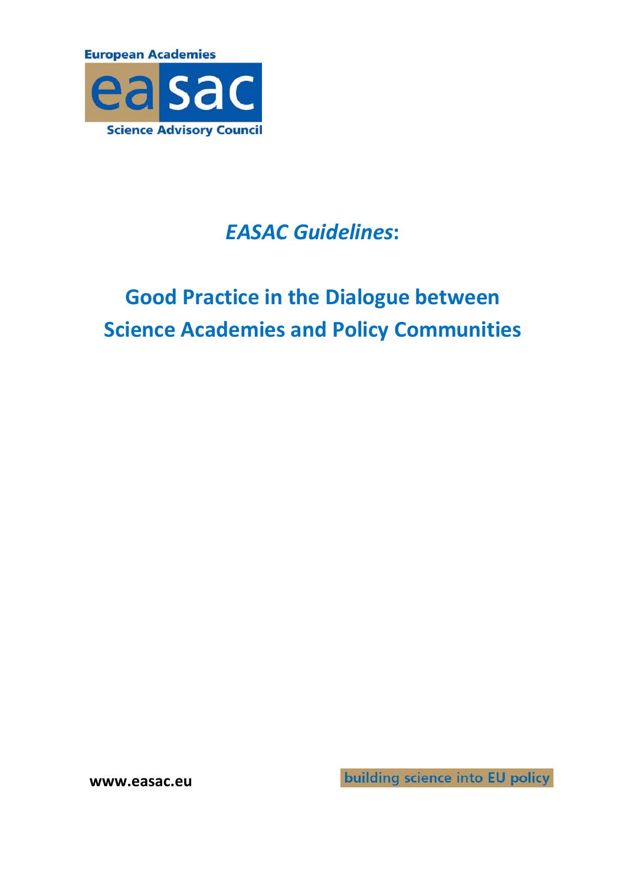European Academies

easac

Science Advisory Council

# *EASAC Guidelines*:

# Good Practice in the Dialogue between Science Academies and Policy Communities

www.easac.eu

building science into EU policy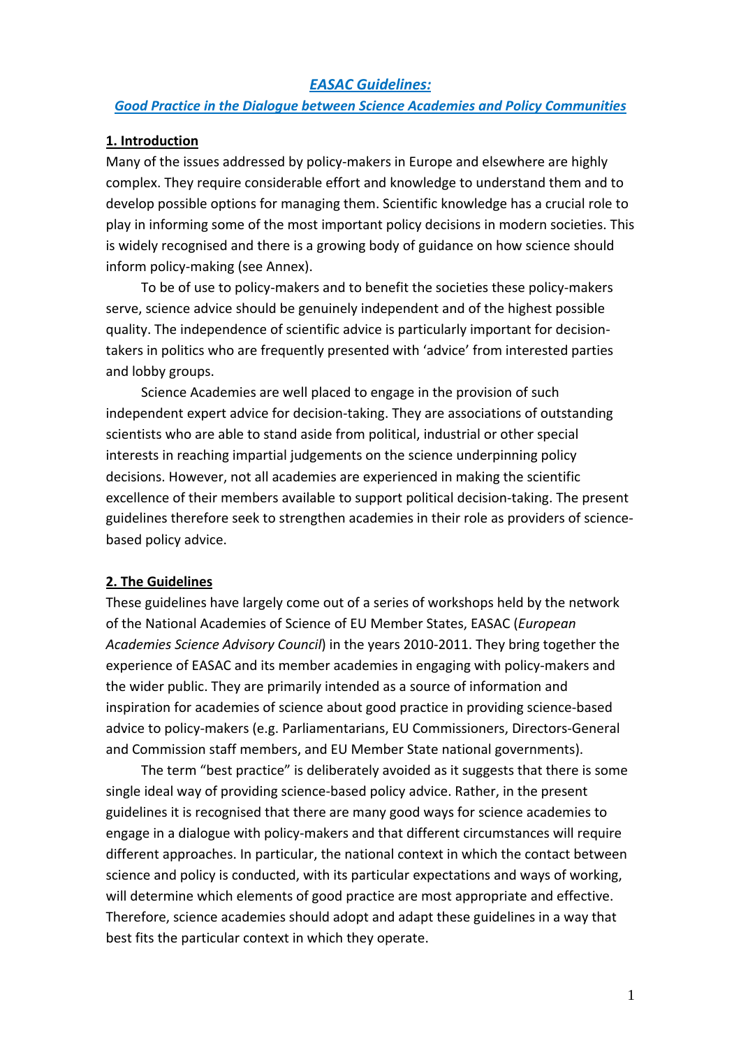# *EASAC Guidelines:*

## *Good Practice in the Dialogue between Science Academies and Policy Communities*

### 1. Introduction

Many of the issues addressed by policy-makers in Europe and elsewhere are highly complex. They require considerable effort and knowledge to understand them and to develop possible options for managing them. Scientific knowledge has a crucial role to play in informing some of the most important policy decisions in modern societies. This is widely recognised and there is a growing body of guidance on how science should inform policy-making (see Annex).

To be of use to policy-makers and to benefit the societies these policy-makers serve, science advice should be genuinely independent and of the highest possible quality. The independence of scientific advice is particularly important for decision-takers in politics who are frequently presented with 'advice' from interested parties and lobby groups.

Science Academies are well placed to engage in the provision of such independent expert advice for decision-taking. They are associations of outstanding scientists who are able to stand aside from political, industrial or other special interests in reaching impartial judgements on the science underpinning policy decisions. However, not all academies are experienced in making the scientific excellence of their members available to support political decision-taking. The present guidelines therefore seek to strengthen academies in their role as providers of science-based policy advice.

### 2. The Guidelines

These guidelines have largely come out of a series of workshops held by the network of the National Academies of Science of EU Member States, EASAC (*European Academies Science Advisory Council*) in the years 2010-2011. They bring together the experience of EASAC and its member academies in engaging with policy-makers and the wider public. They are primarily intended as a source of information and inspiration for academies of science about good practice in providing science-based advice to policy-makers (e.g. Parliamentarians, EU Commissioners, Directors-General and Commission staff members, and EU Member State national governments).

The term "best practice" is deliberately avoided as it suggests that there is some single ideal way of providing science-based policy advice. Rather, in the present guidelines it is recognised that there are many good ways for science academies to engage in a dialogue with policy-makers and that different circumstances will require different approaches. In particular, the national context in which the contact between science and policy is conducted, with its particular expectations and ways of working, will determine which elements of good practice are most appropriate and effective. Therefore, science academies should adopt and adapt these guidelines in a way that best fits the particular context in which they operate.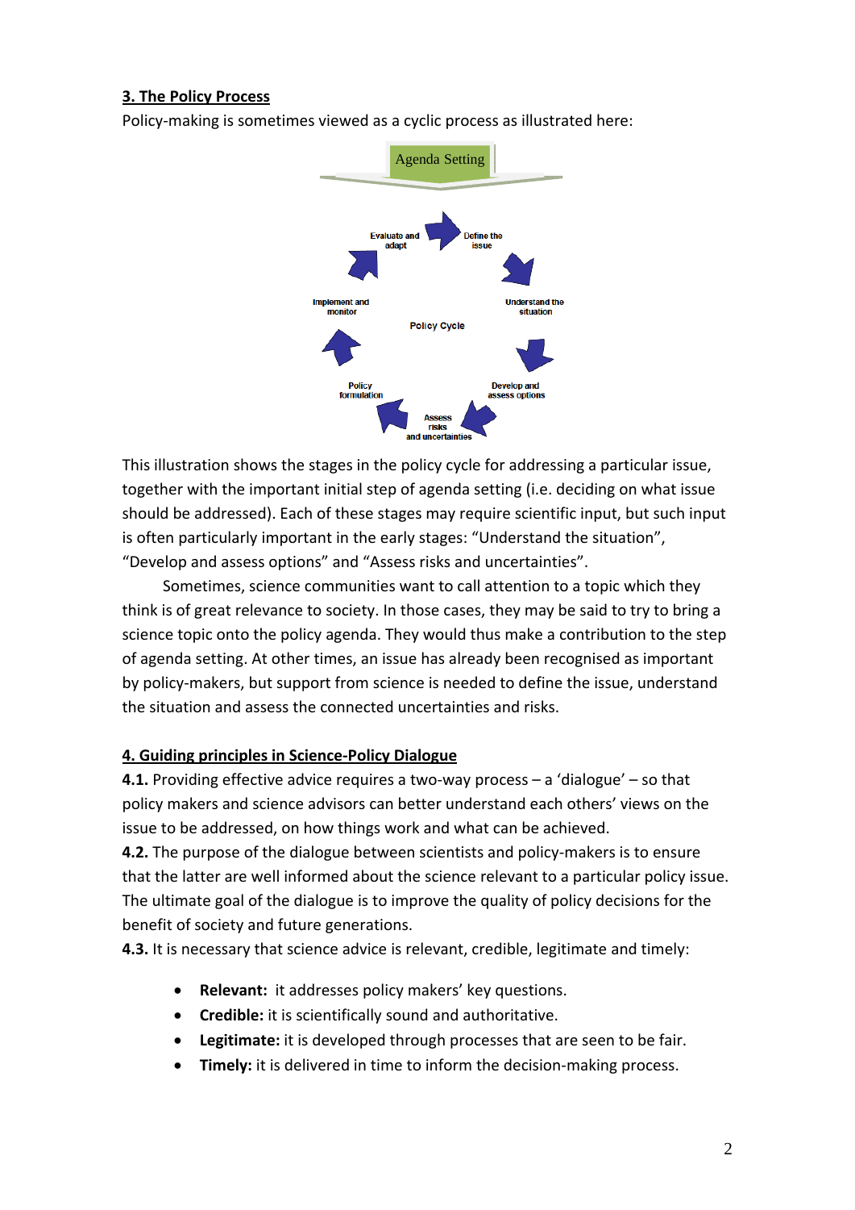## 3. The Policy Process

Policy-making is sometimes viewed as a cyclic process as illustrated here:

This illustration shows the stages in the policy cycle for addressing a particular issue, together with the important initial step of agenda setting (i.e. deciding on what issue should be addressed). Each of these stages may require scientific input, but such input is often particularly important in the early stages: “Understand the situation”, “Develop and assess options” and “Assess risks and uncertainties”.

Sometimes, science communities want to call attention to a topic which they think is of great relevance to society. In those cases, they may be said to try to bring a science topic onto the policy agenda. They would thus make a contribution to the step of agenda setting. At other times, an issue has already been recognised as important by policy-makers, but support from science is needed to define the issue, understand the situation and assess the connected uncertainties and risks.

## 4. Guiding principles in Science-Policy Dialogue

**4.1.** Providing effective advice requires a two-way process – a ‘dialogue’ – so that policy makers and science advisors can better understand each others’ views on the issue to be addressed, on how things work and what can be achieved.

**4.2.** The purpose of the dialogue between scientists and policy-makers is to ensure that the latter are well informed about the science relevant to a particular policy issue. The ultimate goal of the dialogue is to improve the quality of policy decisions for the benefit of society and future generations.

**4.3.** It is necessary that science advice is relevant, credible, legitimate and timely:

- **Relevant:** it addresses policy makers’ key questions.
- **Credible:** it is scientifically sound and authoritative.
- **Legitimate:** it is developed through processes that are seen to be fair.
- **Timely:** it is delivered in time to inform the decision-making process.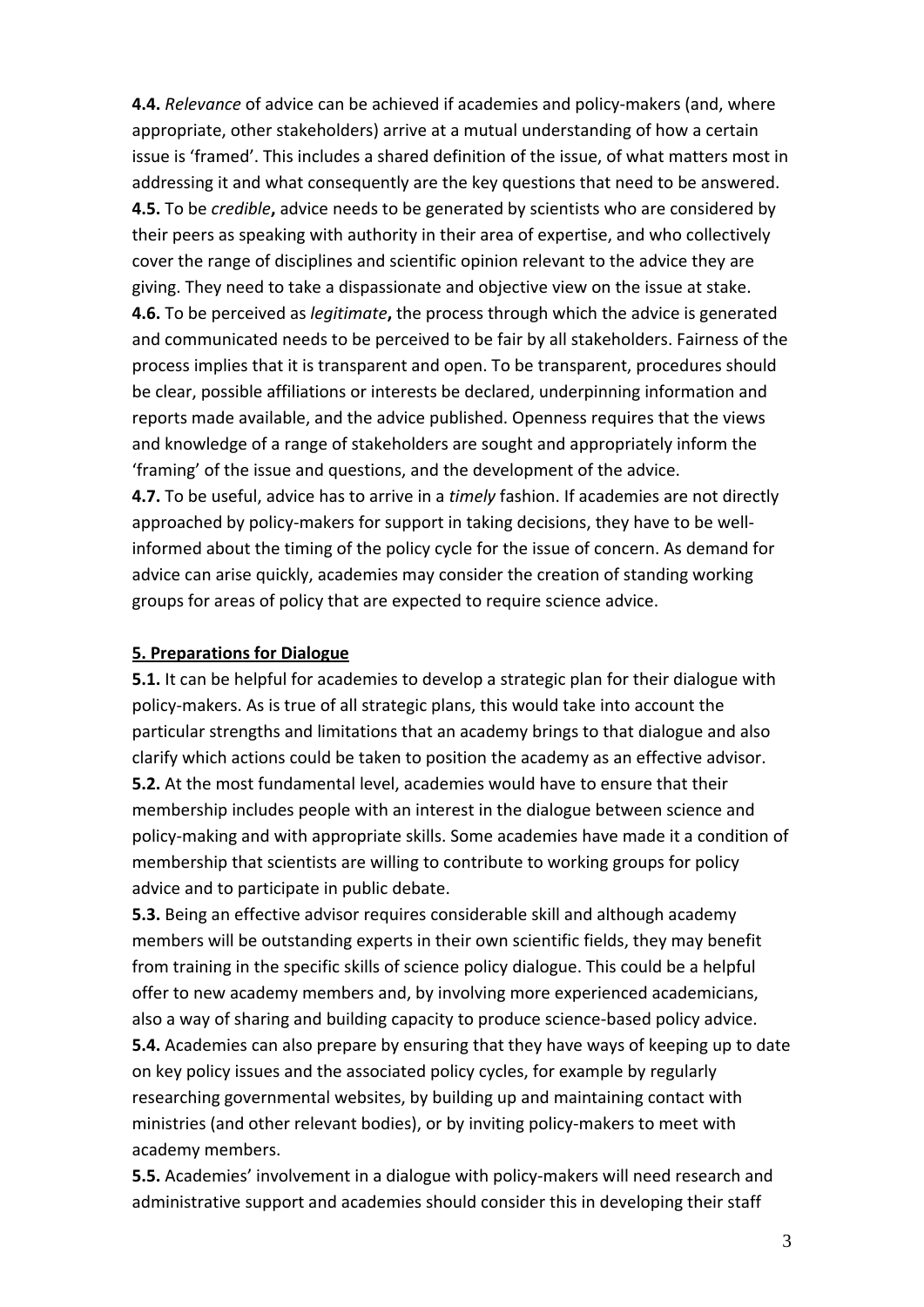**4.4.** *Relevance* of advice can be achieved if academies and policy-makers (and, where appropriate, other stakeholders) arrive at a mutual understanding of how a certain issue is 'framed'. This includes a shared definition of the issue, of what matters most in addressing it and what consequently are the key questions that need to be answered.

**4.5.** To be *credible***,** advice needs to be generated by scientists who are considered by their peers as speaking with authority in their area of expertise, and who collectively cover the range of disciplines and scientific opinion relevant to the advice they are giving. They need to take a dispassionate and objective view on the issue at stake.

**4.6.** To be perceived as *legitimate***,** the process through which the advice is generated and communicated needs to be perceived to be fair by all stakeholders. Fairness of the process implies that it is transparent and open. To be transparent, procedures should be clear, possible affiliations or interests be declared, underpinning information and reports made available, and the advice published. Openness requires that the views and knowledge of a range of stakeholders are sought and appropriately inform the 'framing' of the issue and questions, and the development of the advice.

**4.7.** To be useful, advice has to arrive in a *timely* fashion. If academies are not directly approached by policy-makers for support in taking decisions, they have to be well-informed about the timing of the policy cycle for the issue of concern. As demand for advice can arise quickly, academies may consider the creation of standing working groups for areas of policy that are expected to require science advice.

## 5. Preparations for Dialogue

**5.1.** It can be helpful for academies to develop a strategic plan for their dialogue with policy-makers. As is true of all strategic plans, this would take into account the particular strengths and limitations that an academy brings to that dialogue and also clarify which actions could be taken to position the academy as an effective advisor.

**5.2.** At the most fundamental level, academies would have to ensure that their membership includes people with an interest in the dialogue between science and policy-making and with appropriate skills. Some academies have made it a condition of membership that scientists are willing to contribute to working groups for policy advice and to participate in public debate.

**5.3.** Being an effective advisor requires considerable skill and although academy members will be outstanding experts in their own scientific fields, they may benefit from training in the specific skills of science policy dialogue. This could be a helpful offer to new academy members and, by involving more experienced academicians, also a way of sharing and building capacity to produce science-based policy advice.

**5.4.** Academies can also prepare by ensuring that they have ways of keeping up to date on key policy issues and the associated policy cycles, for example by regularly researching governmental websites, by building up and maintaining contact with ministries (and other relevant bodies), or by inviting policy-makers to meet with academy members.

**5.5.** Academies' involvement in a dialogue with policy-makers will need research and administrative support and academies should consider this in developing their staff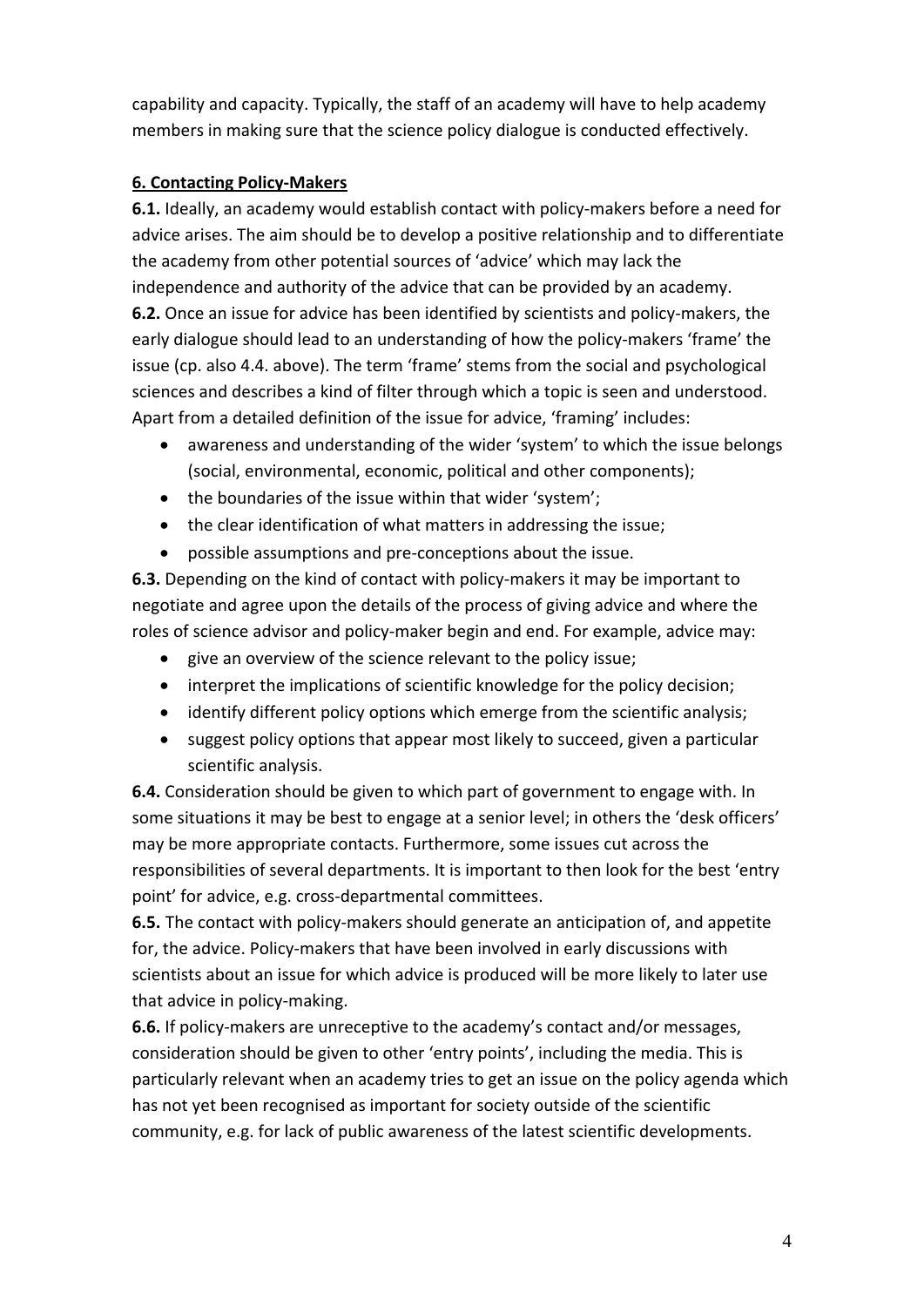capability and capacity. Typically, the staff of an academy will have to help academy members in making sure that the science policy dialogue is conducted effectively.

## 6. Contacting Policy-Makers

**6.1.** Ideally, an academy would establish contact with policy-makers before a need for advice arises. The aim should be to develop a positive relationship and to differentiate the academy from other potential sources of 'advice' which may lack the independence and authority of the advice that can be provided by an academy.

**6.2.** Once an issue for advice has been identified by scientists and policy-makers, the early dialogue should lead to an understanding of how the policy-makers 'frame' the issue (cp. also 4.4. above). The term 'frame' stems from the social and psychological sciences and describes a kind of filter through which a topic is seen and understood. Apart from a detailed definition of the issue for advice, 'framing' includes:

- awareness and understanding of the wider 'system' to which the issue belongs (social, environmental, economic, political and other components);
- the boundaries of the issue within that wider 'system';
- the clear identification of what matters in addressing the issue;
- possible assumptions and pre-conceptions about the issue.

**6.3.** Depending on the kind of contact with policy-makers it may be important to negotiate and agree upon the details of the process of giving advice and where the roles of science advisor and policy-maker begin and end. For example, advice may:

- give an overview of the science relevant to the policy issue;
- interpret the implications of scientific knowledge for the policy decision;
- identify different policy options which emerge from the scientific analysis;
- suggest policy options that appear most likely to succeed, given a particular scientific analysis.

**6.4.** Consideration should be given to which part of government to engage with. In some situations it may be best to engage at a senior level; in others the 'desk officers' may be more appropriate contacts. Furthermore, some issues cut across the responsibilities of several departments. It is important to then look for the best 'entry point' for advice, e.g. cross-departmental committees.

**6.5.** The contact with policy-makers should generate an anticipation of, and appetite for, the advice. Policy-makers that have been involved in early discussions with scientists about an issue for which advice is produced will be more likely to later use that advice in policy-making.

**6.6.** If policy-makers are unreceptive to the academy's contact and/or messages, consideration should be given to other 'entry points', including the media. This is particularly relevant when an academy tries to get an issue on the policy agenda which has not yet been recognised as important for society outside of the scientific community, e.g. for lack of public awareness of the latest scientific developments.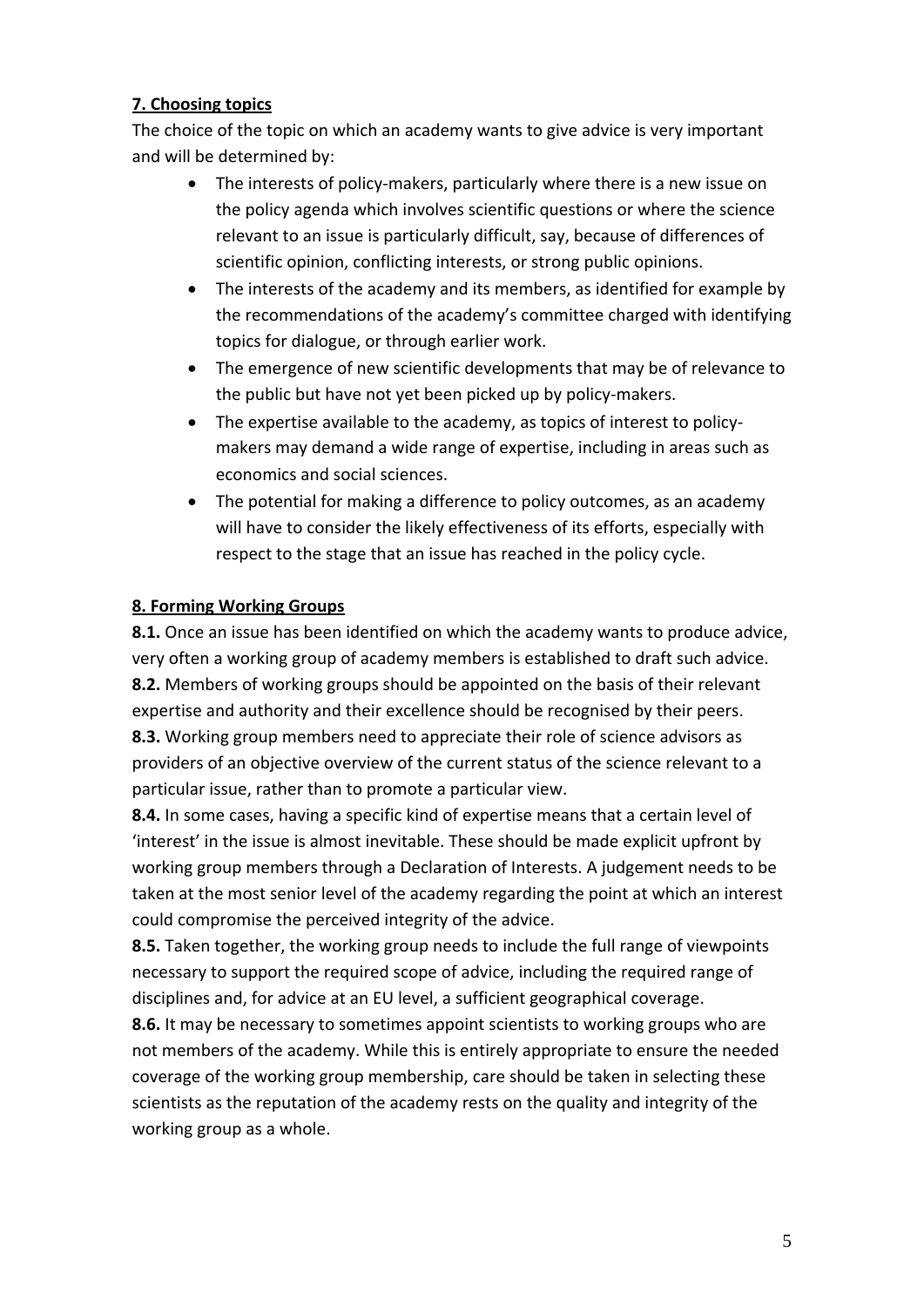## 7. Choosing topics

The choice of the topic on which an academy wants to give advice is very important and will be determined by:

- The interests of policy-makers, particularly where there is a new issue on the policy agenda which involves scientific questions or where the science relevant to an issue is particularly difficult, say, because of differences of scientific opinion, conflicting interests, or strong public opinions.
- The interests of the academy and its members, as identified for example by the recommendations of the academy's committee charged with identifying topics for dialogue, or through earlier work.
- The emergence of new scientific developments that may be of relevance to the public but have not yet been picked up by policy-makers.
- The expertise available to the academy, as topics of interest to policy-makers may demand a wide range of expertise, including in areas such as economics and social sciences.
- The potential for making a difference to policy outcomes, as an academy will have to consider the likely effectiveness of its efforts, especially with respect to the stage that an issue has reached in the policy cycle.

## 8. Forming Working Groups

**8.1.** Once an issue has been identified on which the academy wants to produce advice, very often a working group of academy members is established to draft such advice.

**8.2.** Members of working groups should be appointed on the basis of their relevant expertise and authority and their excellence should be recognised by their peers.

**8.3.** Working group members need to appreciate their role of science advisors as providers of an objective overview of the current status of the science relevant to a particular issue, rather than to promote a particular view.

**8.4.** In some cases, having a specific kind of expertise means that a certain level of 'interest' in the issue is almost inevitable. These should be made explicit upfront by working group members through a Declaration of Interests. A judgement needs to be taken at the most senior level of the academy regarding the point at which an interest could compromise the perceived integrity of the advice.

**8.5.** Taken together, the working group needs to include the full range of viewpoints necessary to support the required scope of advice, including the required range of disciplines and, for advice at an EU level, a sufficient geographical coverage.

**8.6.** It may be necessary to sometimes appoint scientists to working groups who are not members of the academy. While this is entirely appropriate to ensure the needed coverage of the working group membership, care should be taken in selecting these scientists as the reputation of the academy rests on the quality and integrity of the working group as a whole.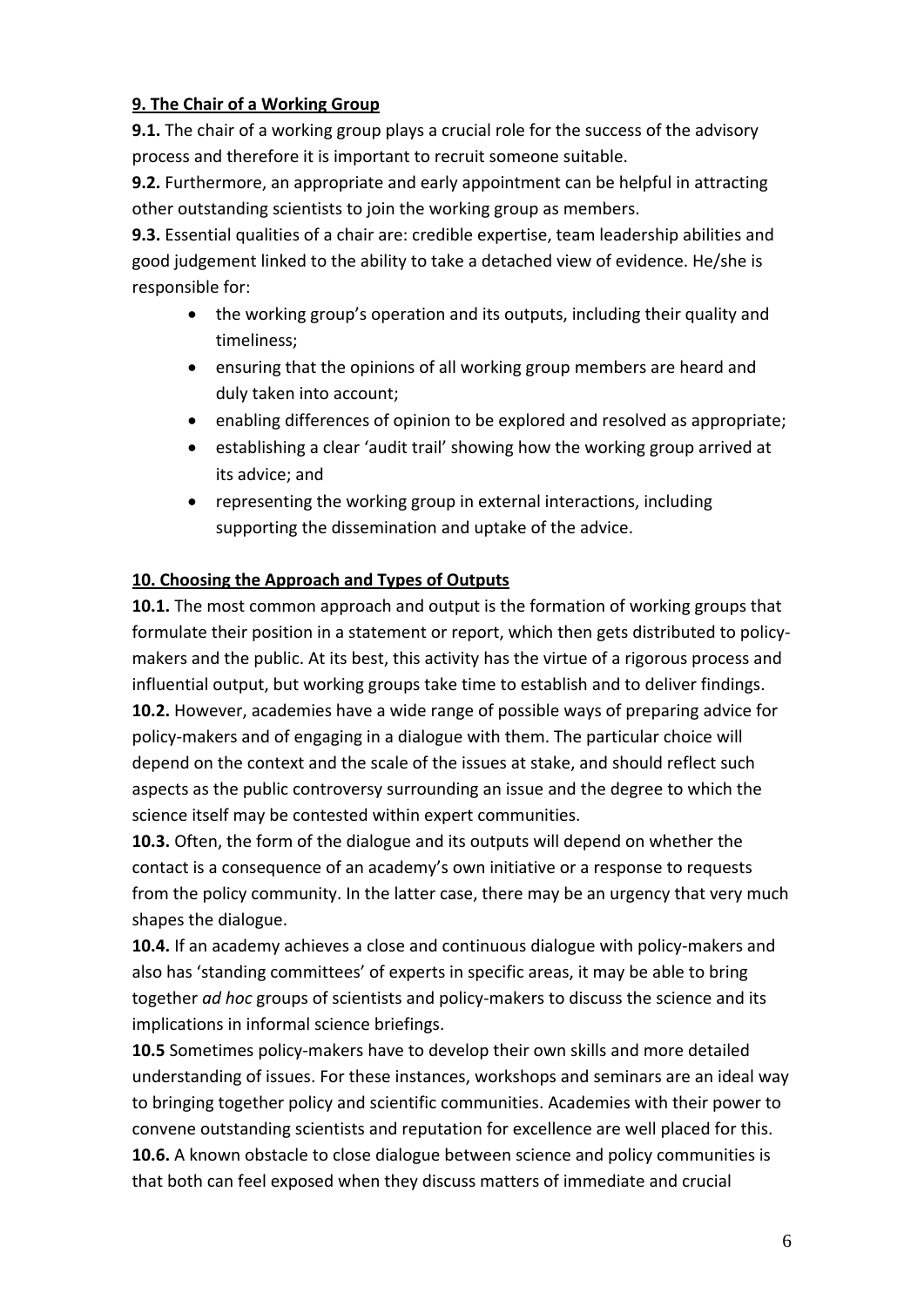## 9. The Chair of a Working Group

**9.1.** The chair of a working group plays a crucial role for the success of the advisory process and therefore it is important to recruit someone suitable.

**9.2.** Furthermore, an appropriate and early appointment can be helpful in attracting other outstanding scientists to join the working group as members.

**9.3.** Essential qualities of a chair are: credible expertise, team leadership abilities and good judgement linked to the ability to take a detached view of evidence. He/she is responsible for:

- the working group's operation and its outputs, including their quality and timeliness;
- ensuring that the opinions of all working group members are heard and duly taken into account;
- enabling differences of opinion to be explored and resolved as appropriate;
- establishing a clear 'audit trail' showing how the working group arrived at its advice; and
- representing the working group in external interactions, including supporting the dissemination and uptake of the advice.

## 10. Choosing the Approach and Types of Outputs

**10.1.** The most common approach and output is the formation of working groups that formulate their position in a statement or report, which then gets distributed to policy-makers and the public. At its best, this activity has the virtue of a rigorous process and influential output, but working groups take time to establish and to deliver findings.

**10.2.** However, academies have a wide range of possible ways of preparing advice for policy-makers and of engaging in a dialogue with them. The particular choice will depend on the context and the scale of the issues at stake, and should reflect such aspects as the public controversy surrounding an issue and the degree to which the science itself may be contested within expert communities.

**10.3.** Often, the form of the dialogue and its outputs will depend on whether the contact is a consequence of an academy's own initiative or a response to requests from the policy community. In the latter case, there may be an urgency that very much shapes the dialogue.

**10.4.** If an academy achieves a close and continuous dialogue with policy-makers and also has 'standing committees' of experts in specific areas, it may be able to bring together *ad hoc* groups of scientists and policy-makers to discuss the science and its implications in informal science briefings.

**10.5** Sometimes policy-makers have to develop their own skills and more detailed understanding of issues. For these instances, workshops and seminars are an ideal way to bringing together policy and scientific communities. Academies with their power to convene outstanding scientists and reputation for excellence are well placed for this.

**10.6.** A known obstacle to close dialogue between science and policy communities is that both can feel exposed when they discuss matters of immediate and crucial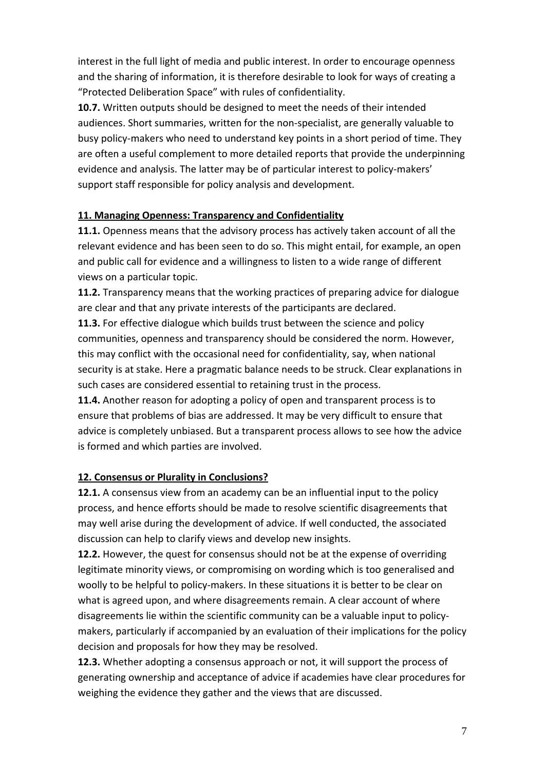interest in the full light of media and public interest. In order to encourage openness and the sharing of information, it is therefore desirable to look for ways of creating a "Protected Deliberation Space" with rules of confidentiality.

**10.7.** Written outputs should be designed to meet the needs of their intended audiences. Short summaries, written for the non-specialist, are generally valuable to busy policy-makers who need to understand key points in a short period of time. They are often a useful complement to more detailed reports that provide the underpinning evidence and analysis. The latter may be of particular interest to policy-makers' support staff responsible for policy analysis and development.

## 11. Managing Openness: Transparency and Confidentiality

**11.1.** Openness means that the advisory process has actively taken account of all the relevant evidence and has been seen to do so. This might entail, for example, an open and public call for evidence and a willingness to listen to a wide range of different views on a particular topic.

**11.2.** Transparency means that the working practices of preparing advice for dialogue are clear and that any private interests of the participants are declared.

**11.3.** For effective dialogue which builds trust between the science and policy communities, openness and transparency should be considered the norm. However, this may conflict with the occasional need for confidentiality, say, when national security is at stake. Here a pragmatic balance needs to be struck. Clear explanations in such cases are considered essential to retaining trust in the process.

**11.4.** Another reason for adopting a policy of open and transparent process is to ensure that problems of bias are addressed. It may be very difficult to ensure that advice is completely unbiased. But a transparent process allows to see how the advice is formed and which parties are involved.

## 12. Consensus or Plurality in Conclusions?

**12.1.** A consensus view from an academy can be an influential input to the policy process, and hence efforts should be made to resolve scientific disagreements that may well arise during the development of advice. If well conducted, the associated discussion can help to clarify views and develop new insights.

**12.2.** However, the quest for consensus should not be at the expense of overriding legitimate minority views, or compromising on wording which is too generalised and woolly to be helpful to policy-makers. In these situations it is better to be clear on what is agreed upon, and where disagreements remain. A clear account of where disagreements lie within the scientific community can be a valuable input to policy-makers, particularly if accompanied by an evaluation of their implications for the policy decision and proposals for how they may be resolved.

**12.3.** Whether adopting a consensus approach or not, it will support the process of generating ownership and acceptance of advice if academies have clear procedures for weighing the evidence they gather and the views that are discussed.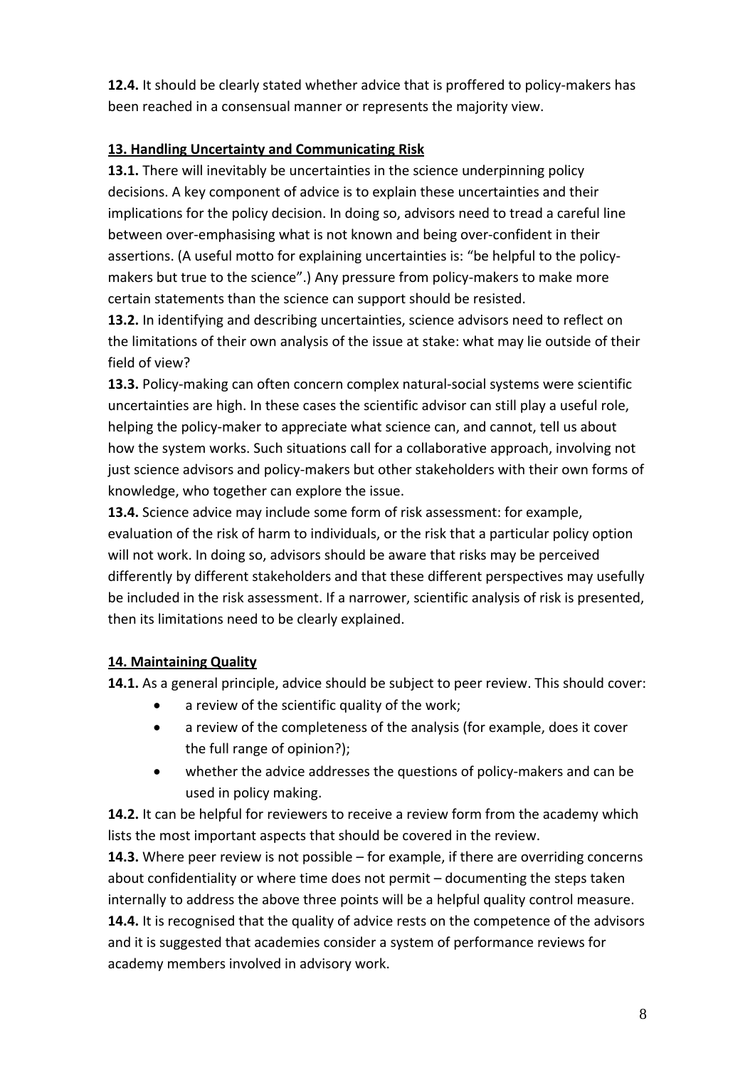**12.4.** It should be clearly stated whether advice that is proffered to policy-makers has been reached in a consensual manner or represents the majority view.

## 13. Handling Uncertainty and Communicating Risk

**13.1.** There will inevitably be uncertainties in the science underpinning policy decisions. A key component of advice is to explain these uncertainties and their implications for the policy decision. In doing so, advisors need to tread a careful line between over-emphasising what is not known and being over-confident in their assertions. (A useful motto for explaining uncertainties is: "be helpful to the policy-makers but true to the science".) Any pressure from policy-makers to make more certain statements than the science can support should be resisted.

**13.2.** In identifying and describing uncertainties, science advisors need to reflect on the limitations of their own analysis of the issue at stake: what may lie outside of their field of view?

**13.3.** Policy-making can often concern complex natural-social systems were scientific uncertainties are high. In these cases the scientific advisor can still play a useful role, helping the policy-maker to appreciate what science can, and cannot, tell us about how the system works. Such situations call for a collaborative approach, involving not just science advisors and policy-makers but other stakeholders with their own forms of knowledge, who together can explore the issue.

**13.4.** Science advice may include some form of risk assessment: for example, evaluation of the risk of harm to individuals, or the risk that a particular policy option will not work. In doing so, advisors should be aware that risks may be perceived differently by different stakeholders and that these different perspectives may usefully be included in the risk assessment. If a narrower, scientific analysis of risk is presented, then its limitations need to be clearly explained.

## 14. Maintaining Quality

**14.1.** As a general principle, advice should be subject to peer review. This should cover:

- a review of the scientific quality of the work;
- a review of the completeness of the analysis (for example, does it cover the full range of opinion?);
- whether the advice addresses the questions of policy-makers and can be used in policy making.

**14.2.** It can be helpful for reviewers to receive a review form from the academy which lists the most important aspects that should be covered in the review.

**14.3.** Where peer review is not possible – for example, if there are overriding concerns about confidentiality or where time does not permit – documenting the steps taken internally to address the above three points will be a helpful quality control measure.

**14.4.** It is recognised that the quality of advice rests on the competence of the advisors and it is suggested that academies consider a system of performance reviews for academy members involved in advisory work.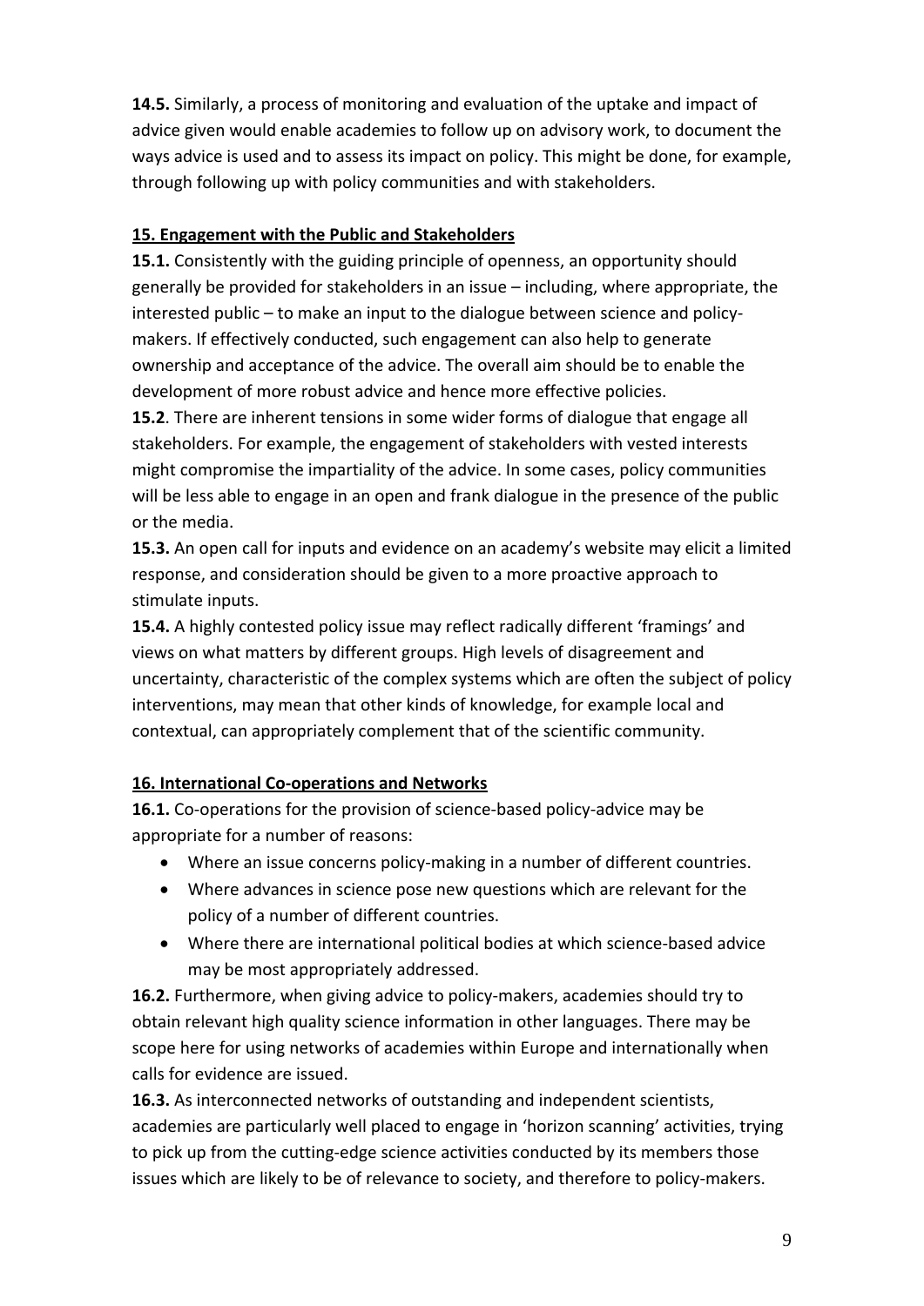**14.5.** Similarly, a process of monitoring and evaluation of the uptake and impact of advice given would enable academies to follow up on advisory work, to document the ways advice is used and to assess its impact on policy. This might be done, for example, through following up with policy communities and with stakeholders.

## 15. Engagement with the Public and Stakeholders

**15.1.** Consistently with the guiding principle of openness, an opportunity should generally be provided for stakeholders in an issue – including, where appropriate, the interested public – to make an input to the dialogue between science and policy-makers. If effectively conducted, such engagement can also help to generate ownership and acceptance of the advice. The overall aim should be to enable the development of more robust advice and hence more effective policies.

**15.2**. There are inherent tensions in some wider forms of dialogue that engage all stakeholders. For example, the engagement of stakeholders with vested interests might compromise the impartiality of the advice. In some cases, policy communities will be less able to engage in an open and frank dialogue in the presence of the public or the media.

**15.3.** An open call for inputs and evidence on an academy's website may elicit a limited response, and consideration should be given to a more proactive approach to stimulate inputs.

**15.4.** A highly contested policy issue may reflect radically different 'framings' and views on what matters by different groups. High levels of disagreement and uncertainty, characteristic of the complex systems which are often the subject of policy interventions, may mean that other kinds of knowledge, for example local and contextual, can appropriately complement that of the scientific community.

## 16. International Co-operations and Networks

**16.1.** Co-operations for the provision of science-based policy-advice may be appropriate for a number of reasons:

- Where an issue concerns policy-making in a number of different countries.
- Where advances in science pose new questions which are relevant for the policy of a number of different countries.
- Where there are international political bodies at which science-based advice may be most appropriately addressed.

**16.2.** Furthermore, when giving advice to policy-makers, academies should try to obtain relevant high quality science information in other languages. There may be scope here for using networks of academies within Europe and internationally when calls for evidence are issued.

**16.3.** As interconnected networks of outstanding and independent scientists, academies are particularly well placed to engage in 'horizon scanning' activities, trying to pick up from the cutting-edge science activities conducted by its members those issues which are likely to be of relevance to society, and therefore to policy-makers.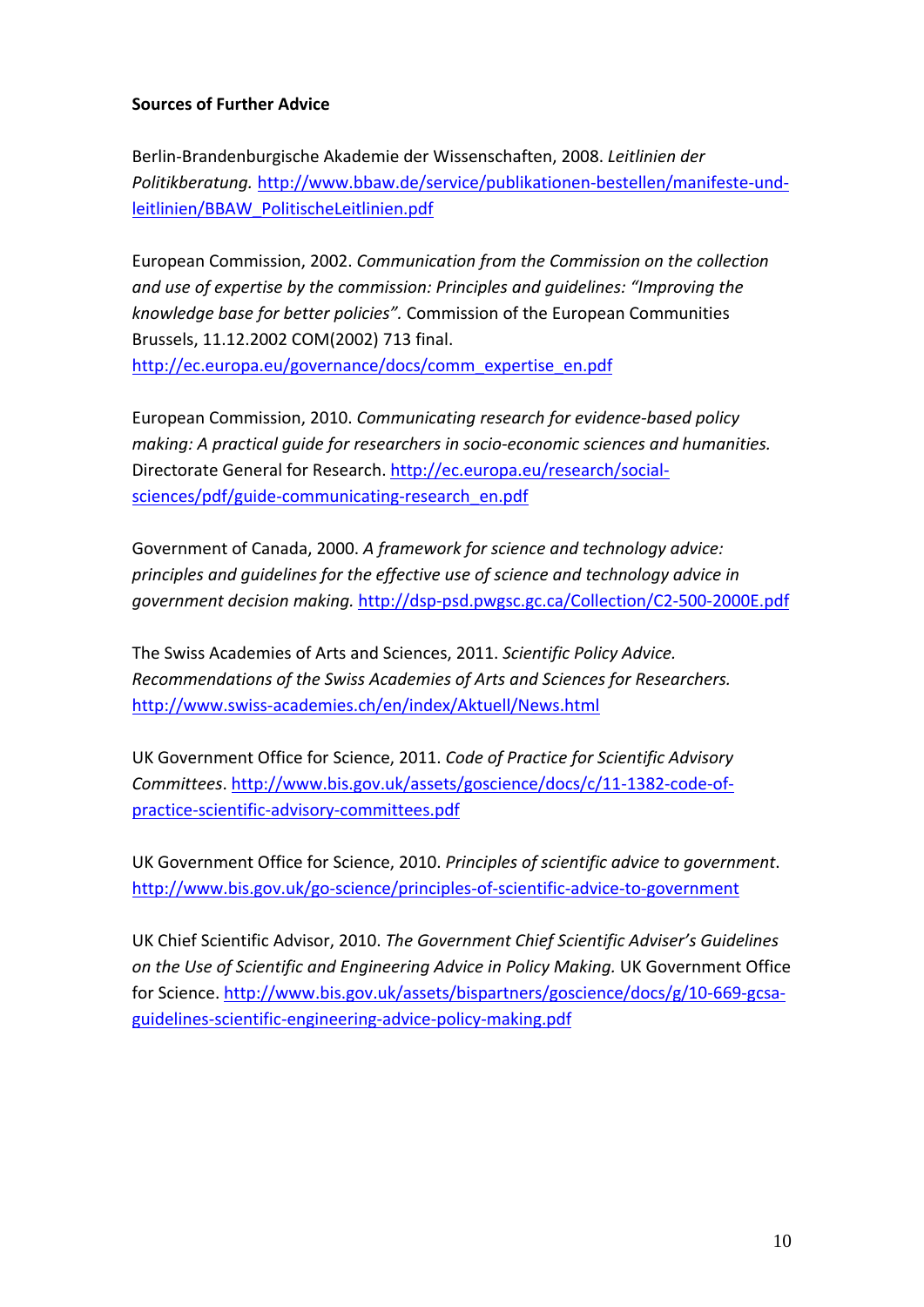**Sources of Further Advice**

Berlin-Brandenburgische Akademie der Wissenschaften, 2008. *Leitlinien der Politikberatung.* http://www.bbaw.de/service/publikationen-bestellen/manifeste-und-leitlinien/BBAW_PolitischeLeitlinien.pdf

European Commission, 2002. *Communication from the Commission on the collection and use of expertise by the commission: Principles and guidelines: "Improving the knowledge base for better policies".* Commission of the European Communities Brussels, 11.12.2002 COM(2002) 713 final. http://ec.europa.eu/governance/docs/comm_expertise_en.pdf

European Commission, 2010. *Communicating research for evidence-based policy making: A practical guide for researchers in socio-economic sciences and humanities.* Directorate General for Research. http://ec.europa.eu/research/social-sciences/pdf/guide-communicating-research_en.pdf

Government of Canada, 2000. *A framework for science and technology advice: principles and guidelines for the effective use of science and technology advice in government decision making.* http://dsp-psd.pwgsc.gc.ca/Collection/C2-500-2000E.pdf

The Swiss Academies of Arts and Sciences, 2011. *Scientific Policy Advice. Recommendations of the Swiss Academies of Arts and Sciences for Researchers.* http://www.swiss-academies.ch/en/index/Aktuell/News.html

UK Government Office for Science, 2011. *Code of Practice for Scientific Advisory Committees*. http://www.bis.gov.uk/assets/goscience/docs/c/11-1382-code-of-practice-scientific-advisory-committees.pdf

UK Government Office for Science, 2010. *Principles of scientific advice to government*. http://www.bis.gov.uk/go-science/principles-of-scientific-advice-to-government

UK Chief Scientific Advisor, 2010. *The Government Chief Scientific Adviser's Guidelines on the Use of Scientific and Engineering Advice in Policy Making.* UK Government Office for Science. http://www.bis.gov.uk/assets/bispartners/goscience/docs/g/10-669-gcsa-guidelines-scientific-engineering-advice-policy-making.pdf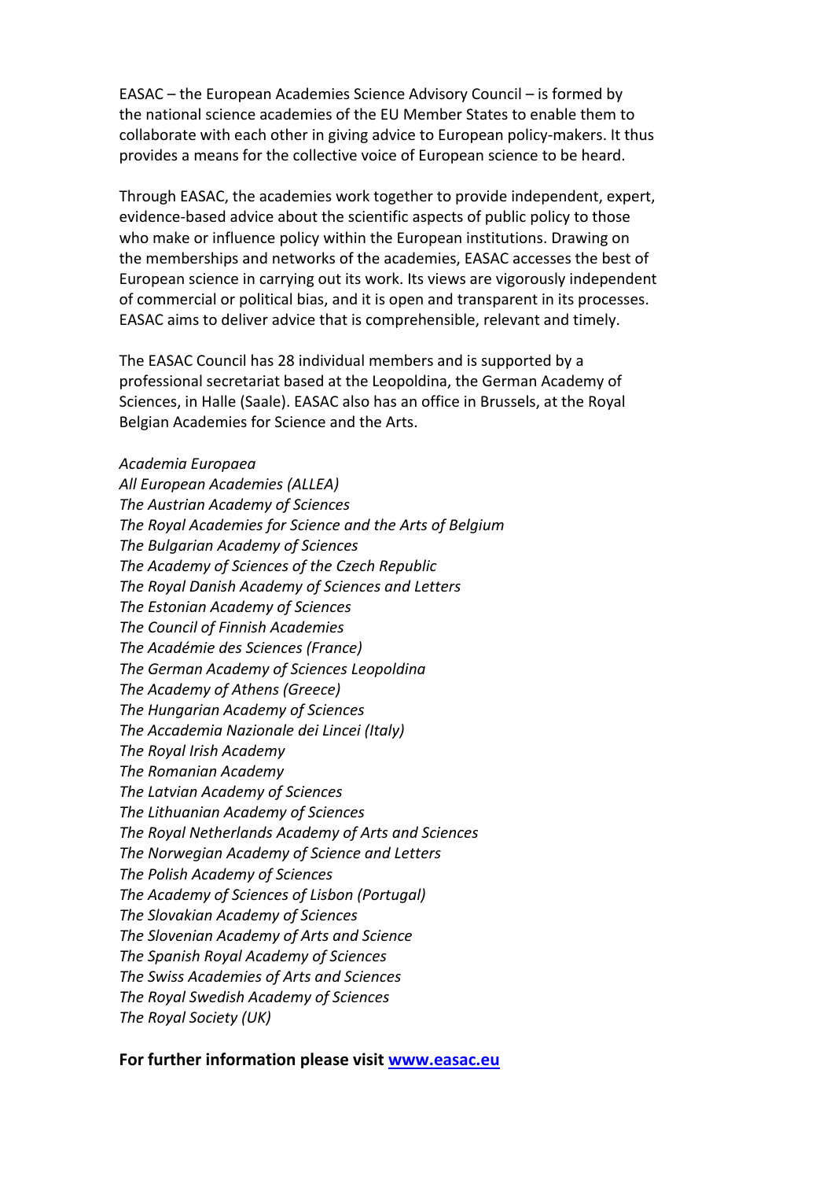EASAC – the European Academies Science Advisory Council – is formed by the national science academies of the EU Member States to enable them to collaborate with each other in giving advice to European policy-makers. It thus provides a means for the collective voice of European science to be heard.

Through EASAC, the academies work together to provide independent, expert, evidence-based advice about the scientific aspects of public policy to those who make or influence policy within the European institutions. Drawing on the memberships and networks of the academies, EASAC accesses the best of European science in carrying out its work. Its views are vigorously independent of commercial or political bias, and it is open and transparent in its processes. EASAC aims to deliver advice that is comprehensible, relevant and timely.

The EASAC Council has 28 individual members and is supported by a professional secretariat based at the Leopoldina, the German Academy of Sciences, in Halle (Saale). EASAC also has an office in Brussels, at the Royal Belgian Academies for Science and the Arts.

*Academia Europaea*
*All European Academies (ALLEA)*
*The Austrian Academy of Sciences*
*The Royal Academies for Science and the Arts of Belgium*
*The Bulgarian Academy of Sciences*
*The Academy of Sciences of the Czech Republic*
*The Royal Danish Academy of Sciences and Letters*
*The Estonian Academy of Sciences*
*The Council of Finnish Academies*
*The Académie des Sciences (France)*
*The German Academy of Sciences Leopoldina*
*The Academy of Athens (Greece)*
*The Hungarian Academy of Sciences*
*The Accademia Nazionale dei Lincei (Italy)*
*The Royal Irish Academy*
*The Romanian Academy*
*The Latvian Academy of Sciences*
*The Lithuanian Academy of Sciences*
*The Royal Netherlands Academy of Arts and Sciences*
*The Norwegian Academy of Science and Letters*
*The Polish Academy of Sciences*
*The Academy of Sciences of Lisbon (Portugal)*
*The Slovakian Academy of Sciences*
*The Slovenian Academy of Arts and Science*
*The Spanish Royal Academy of Sciences*
*The Swiss Academies of Arts and Sciences*
*The Royal Swedish Academy of Sciences*
*The Royal Society (UK)*

**For further information please visit [www.easac.eu](http://www.easac.eu)**